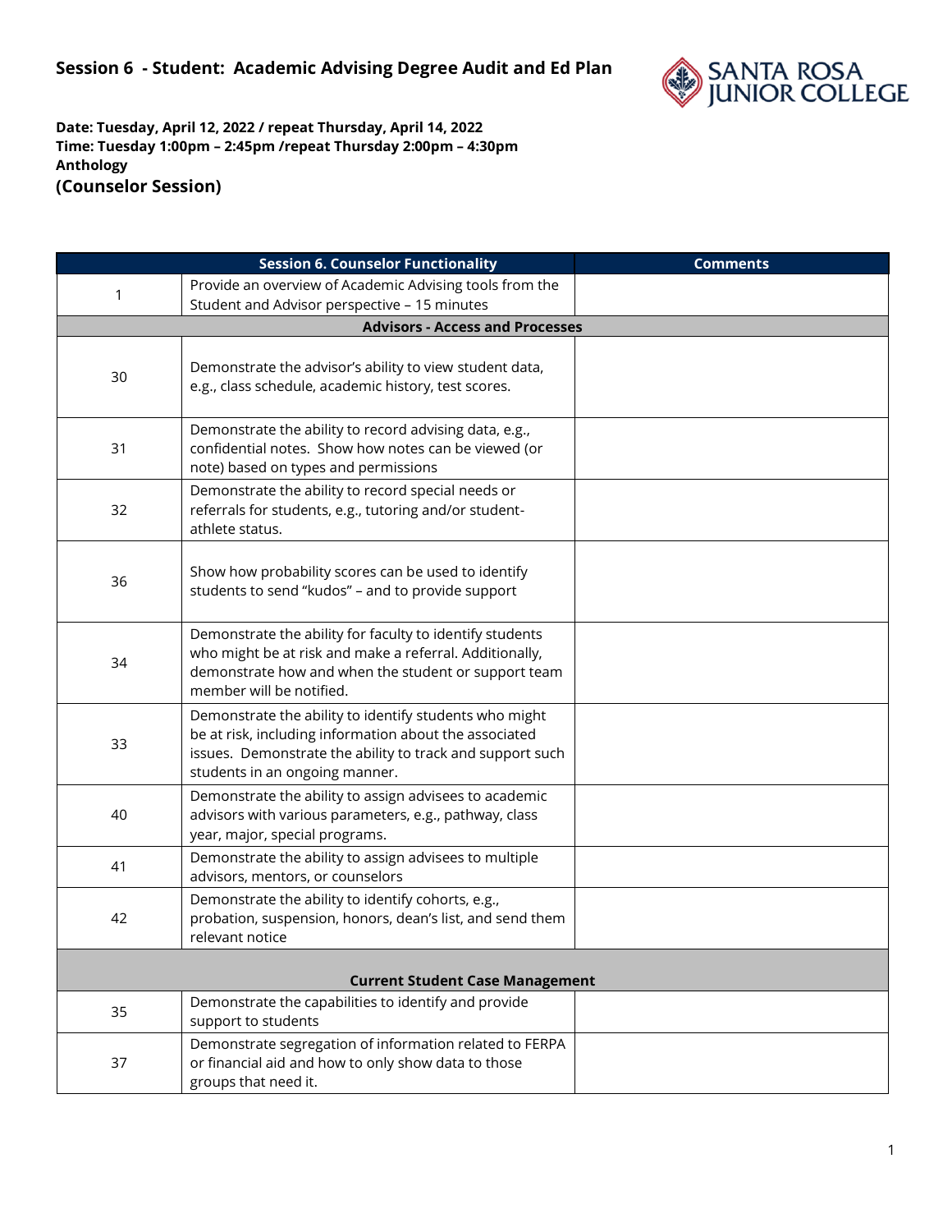# Session 6 - Student: Academic Advising Degree Audit and Ed Plan

SANTA ROSA JUNIOR COLLEGE

**Date: Tuesday, April 12, 2022 / repeat Thursday, April 14, 2022**
**Time: Tuesday 1:00pm – 2:45pm /repeat Thursday 2:00pm – 4:30pm**
**Anthology**
**(Counselor Session)**

| Session 6. Counselor Functionality | | Comments |
|---|---|---|
| 1 | Provide an overview of Academic Advising tools from the Student and Advisor perspective – 15 minutes | |
| **Advisors - Access and Processes** | | |
| 30 | Demonstrate the advisor's ability to view student data, e.g., class schedule, academic history, test scores. | |
| 31 | Demonstrate the ability to record advising data, e.g., confidential notes. Show how notes can be viewed (or note) based on types and permissions | |
| 32 | Demonstrate the ability to record special needs or referrals for students, e.g., tutoring and/or student-athlete status. | |
| 36 | Show how probability scores can be used to identify students to send "kudos" – and to provide support | |
| 34 | Demonstrate the ability for faculty to identify students who might be at risk and make a referral. Additionally, demonstrate how and when the student or support team member will be notified. | |
| 33 | Demonstrate the ability to identify students who might be at risk, including information about the associated issues. Demonstrate the ability to track and support such students in an ongoing manner. | |
| 40 | Demonstrate the ability to assign advisees to academic advisors with various parameters, e.g., pathway, class year, major, special programs. | |
| 41 | Demonstrate the ability to assign advisees to multiple advisors, mentors, or counselors | |
| 42 | Demonstrate the ability to identify cohorts, e.g., probation, suspension, honors, dean's list, and send them relevant notice | |
| **Current Student Case Management** | | |
| 35 | Demonstrate the capabilities to identify and provide support to students | |
| 37 | Demonstrate segregation of information related to FERPA or financial aid and how to only show data to those groups that need it. | |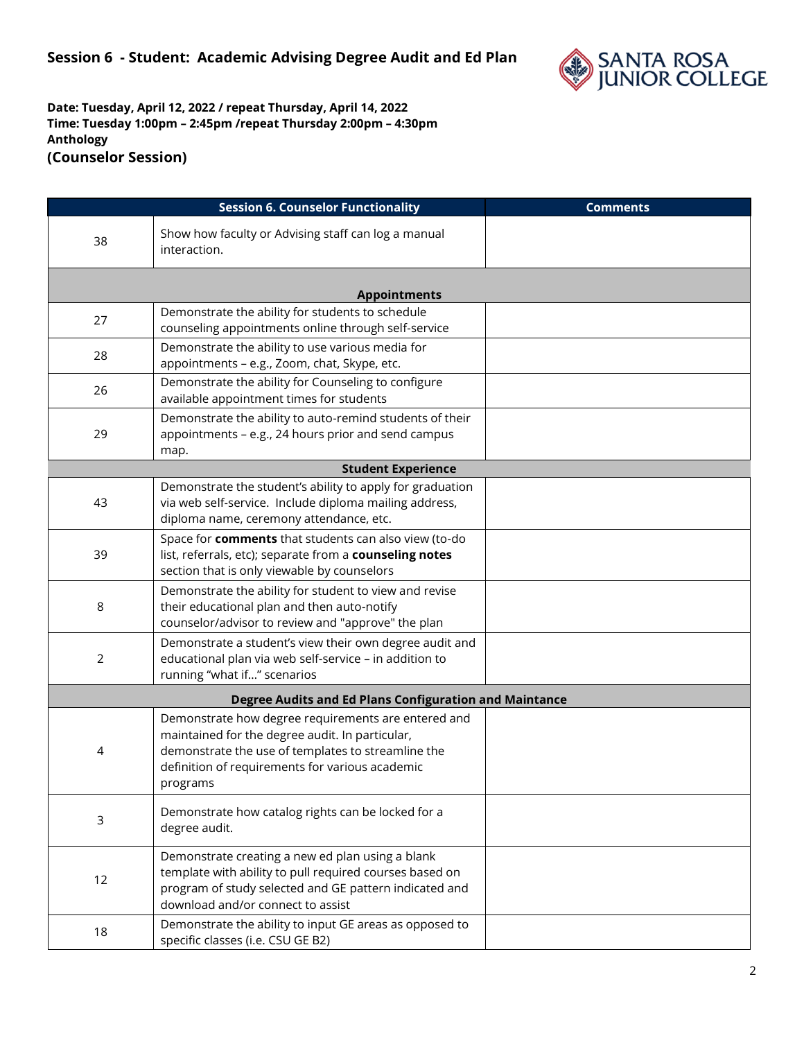## Session 6 - Student: Academic Advising Degree Audit and Ed Plan

**Date: Tuesday, April 12, 2022 / repeat Thursday, April 14, 2022**
**Time: Tuesday 1:00pm – 2:45pm /repeat Thursday 2:00pm – 4:30pm**
**Anthology**
**(Counselor Session)**

| | Session 6. Counselor Functionality | Comments |
|---|---|---|
| 38 | Show how faculty or Advising staff can log a manual interaction. | |
| | **Appointments** | |
| 27 | Demonstrate the ability for students to schedule counseling appointments online through self-service | |
| 28 | Demonstrate the ability to use various media for appointments – e.g., Zoom, chat, Skype, etc. | |
| 26 | Demonstrate the ability for Counseling to configure available appointment times for students | |
| 29 | Demonstrate the ability to auto-remind students of their appointments – e.g., 24 hours prior and send campus map. | |
| | **Student Experience** | |
| 43 | Demonstrate the student's ability to apply for graduation via web self-service. Include diploma mailing address, diploma name, ceremony attendance, etc. | |
| 39 | Space for **comments** that students can also view (to-do list, referrals, etc); separate from a **counseling notes** section that is only viewable by counselors | |
| 8 | Demonstrate the ability for student to view and revise their educational plan and then auto-notify counselor/advisor to review and "approve" the plan | |
| 2 | Demonstrate a student's view their own degree audit and educational plan via web self-service – in addition to running "what if…" scenarios | |
| | **Degree Audits and Ed Plans Configuration and Maintance** | |
| 4 | Demonstrate how degree requirements are entered and maintained for the degree audit. In particular, demonstrate the use of templates to streamline the definition of requirements for various academic programs | |
| 3 | Demonstrate how catalog rights can be locked for a degree audit. | |
| 12 | Demonstrate creating a new ed plan using a blank template with ability to pull required courses based on program of study selected and GE pattern indicated and download and/or connect to assist | |
| 18 | Demonstrate the ability to input GE areas as opposed to specific classes (i.e. CSU GE B2) | |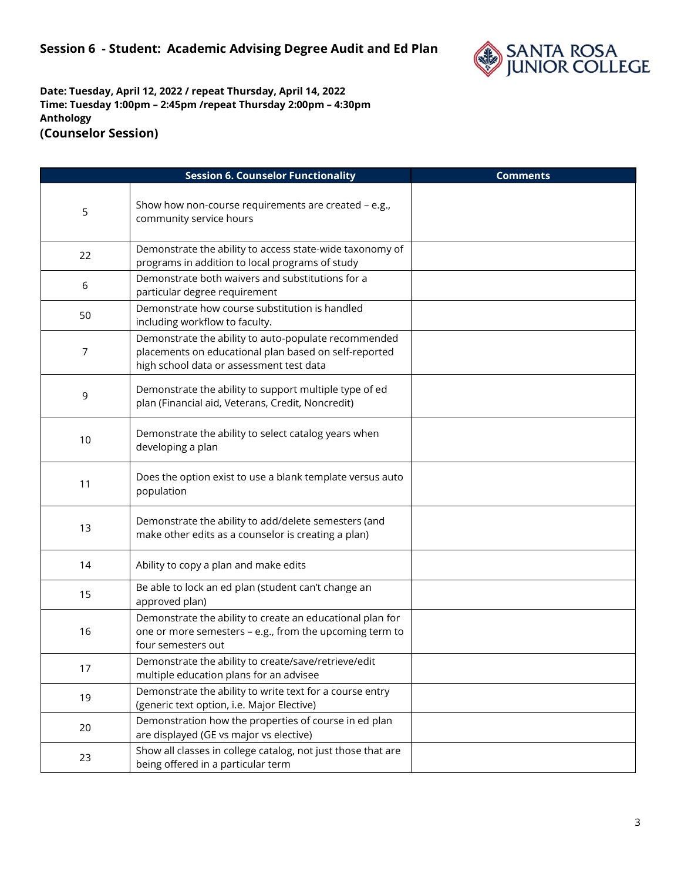## Session 6 - Student: Academic Advising Degree Audit and Ed Plan

**Date: Tuesday, April 12, 2022 / repeat Thursday, April 14, 2022**
**Time: Tuesday 1:00pm – 2:45pm /repeat Thursday 2:00pm – 4:30pm**
**Anthology**
**(Counselor Session)**

| Session 6. Counselor Functionality | | Comments |
|---|---|---|
| 5 | Show how non-course requirements are created – e.g., community service hours | |
| 22 | Demonstrate the ability to access state-wide taxonomy of programs in addition to local programs of study | |
| 6 | Demonstrate both waivers and substitutions for a particular degree requirement | |
| 50 | Demonstrate how course substitution is handled including workflow to faculty. | |
| 7 | Demonstrate the ability to auto-populate recommended placements on educational plan based on self-reported high school data or assessment test data | |
| 9 | Demonstrate the ability to support multiple type of ed plan (Financial aid, Veterans, Credit, Noncredit) | |
| 10 | Demonstrate the ability to select catalog years when developing a plan | |
| 11 | Does the option exist to use a blank template versus auto population | |
| 13 | Demonstrate the ability to add/delete semesters (and make other edits as a counselor is creating a plan) | |
| 14 | Ability to copy a plan and make edits | |
| 15 | Be able to lock an ed plan (student can't change an approved plan) | |
| 16 | Demonstrate the ability to create an educational plan for one or more semesters – e.g., from the upcoming term to four semesters out | |
| 17 | Demonstrate the ability to create/save/retrieve/edit multiple education plans for an advisee | |
| 19 | Demonstrate the ability to write text for a course entry (generic text option, i.e. Major Elective) | |
| 20 | Demonstration how the properties of course in ed plan are displayed (GE vs major vs elective) | |
| 23 | Show all classes in college catalog, not just those that are being offered in a particular term | |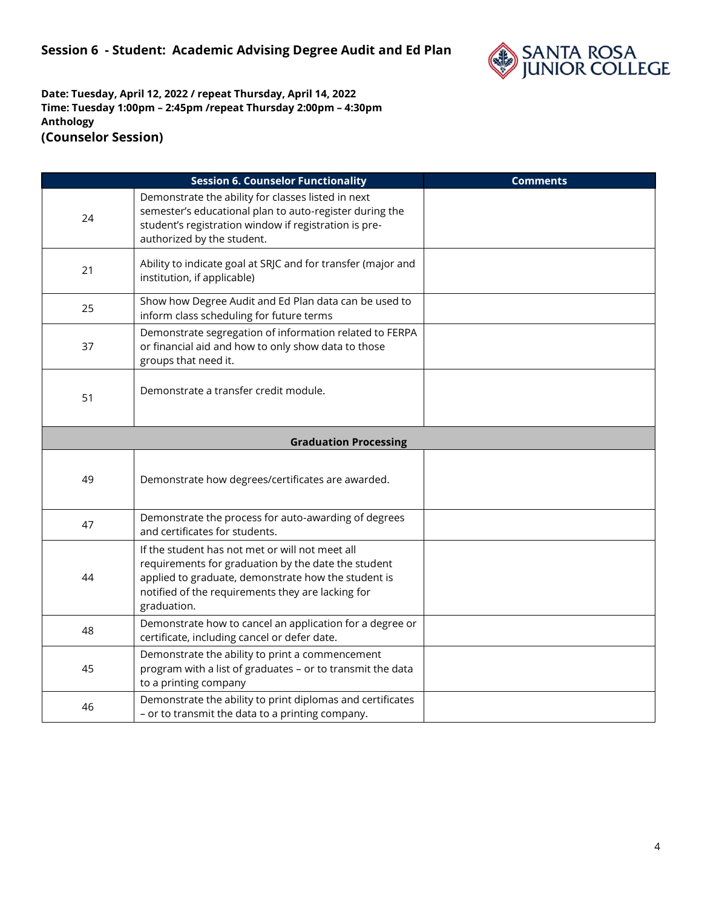## Session 6 - Student: Academic Advising Degree Audit and Ed Plan

**Date: Tuesday, April 12, 2022 / repeat Thursday, April 14, 2022**
**Time: Tuesday 1:00pm – 2:45pm /repeat Thursday 2:00pm – 4:30pm**
**Anthology**
**(Counselor Session)**

| Session 6. Counselor Functionality | | Comments |
|---|---|---|
| 24 | Demonstrate the ability for classes listed in next semester's educational plan to auto-register during the student's registration window if registration is pre-authorized by the student. | |
| 21 | Ability to indicate goal at SRJC and for transfer (major and institution, if applicable) | |
| 25 | Show how Degree Audit and Ed Plan data can be used to inform class scheduling for future terms | |
| 37 | Demonstrate segregation of information related to FERPA or financial aid and how to only show data to those groups that need it. | |
| 51 | Demonstrate a transfer credit module. | |
| **Graduation Processing** | | |
| 49 | Demonstrate how degrees/certificates are awarded. | |
| 47 | Demonstrate the process for auto-awarding of degrees and certificates for students. | |
| 44 | If the student has not met or will not meet all requirements for graduation by the date the student applied to graduate, demonstrate how the student is notified of the requirements they are lacking for graduation. | |
| 48 | Demonstrate how to cancel an application for a degree or certificate, including cancel or defer date. | |
| 45 | Demonstrate the ability to print a commencement program with a list of graduates – or to transmit the data to a printing company | |
| 46 | Demonstrate the ability to print diplomas and certificates – or to transmit the data to a printing company. | |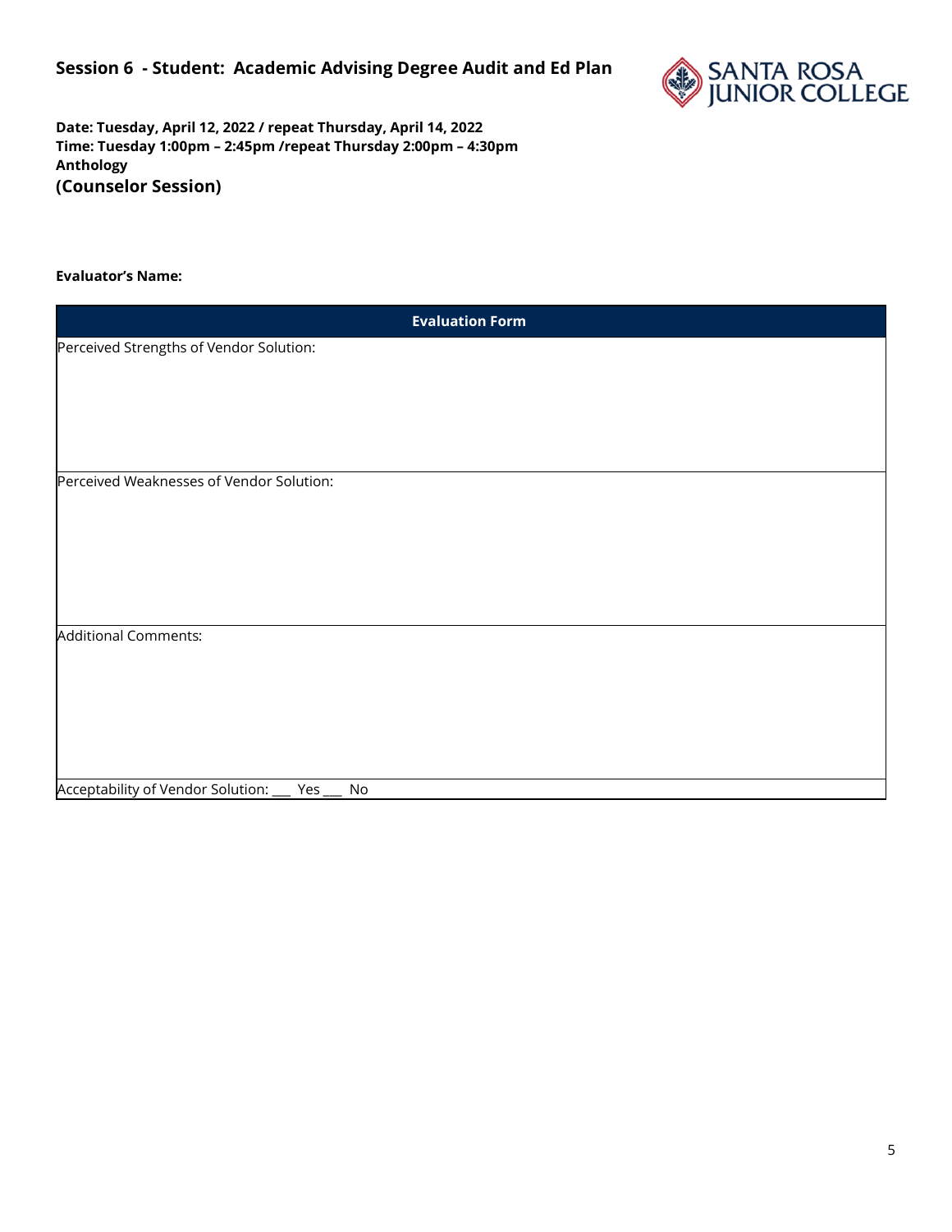## Session 6 - Student: Academic Advising Degree Audit and Ed Plan

**Date: Tuesday, April 12, 2022 / repeat Thursday, April 14, 2022**
**Time: Tuesday 1:00pm – 2:45pm /repeat Thursday 2:00pm – 4:30pm**
**Anthology**
**(Counselor Session)**

**Evaluator's Name:**

| Evaluation Form |
| --- |
| Perceived Strengths of Vendor Solution: |
| Perceived Weaknesses of Vendor Solution: |
| Additional Comments: |
| Acceptability of Vendor Solution: ___ Yes ___ No |